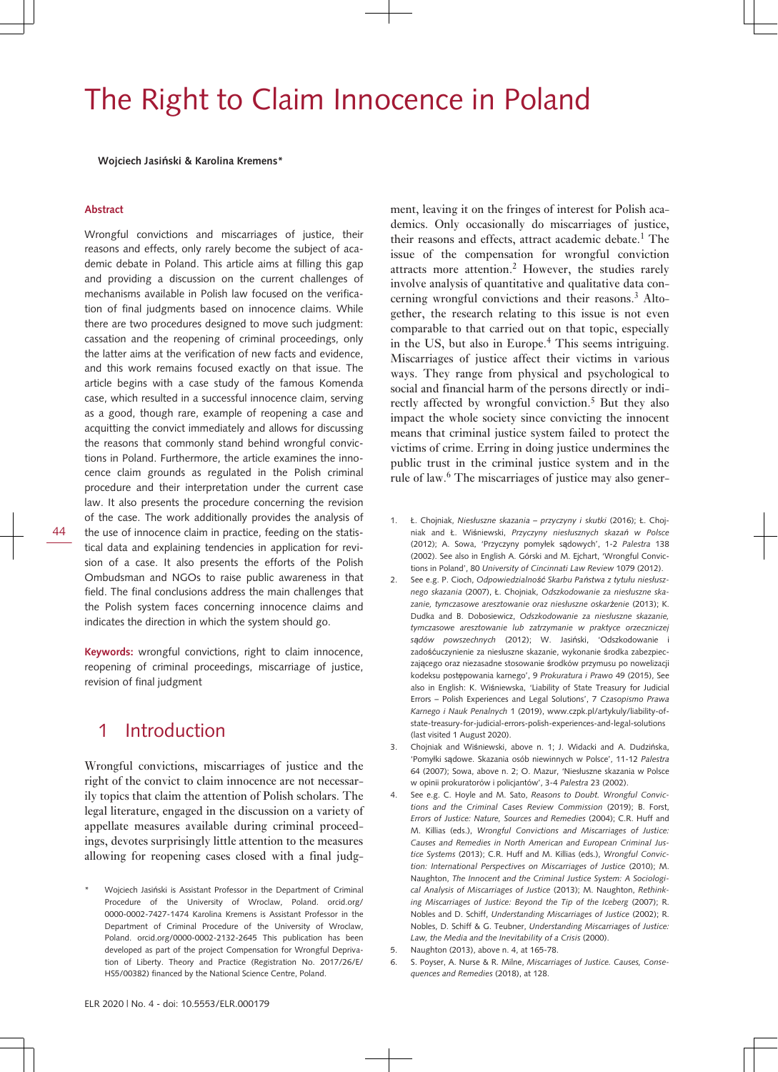# The Right to Claim Innocence in Poland

**Wojciech Jasiński & Karolina Kremens***

#### Abstract

Wrongful convictions and miscarriages of justice, their reasons and effects, only rarely become the subject of academic debate in Poland. This article aims at filling this gap and providing a discussion on the current challenges of mechanisms available in Polish law focused on the verification of final judgments based on innocence claims. While there are two procedures designed to move such judgment: cassation and the reopening of criminal proceedings, only the latter aims at the verification of new facts and evidence, and this work remains focused exactly on that issue. The article begins with a case study of the famous Komenda case, which resulted in a successful innocence claim, serving as a good, though rare, example of reopening a case and acquitting the convict immediately and allows for discussing the reasons that commonly stand behind wrongful convictions in Poland. Furthermore, the article examines the innocence claim grounds as regulated in the Polish criminal procedure and their interpretation under the current case law. It also presents the procedure concerning the revision of the case. The work additionally provides the analysis of the use of innocence claim in practice, feeding on the statistical data and explaining tendencies in application for revision of a case. It also presents the efforts of the Polish Ombudsman and NGOs to raise public awareness in that field. The final conclusions address the main challenges that the Polish system faces concerning innocence claims and indicates the direction in which the system should go.

**Keywords:** wrongful convictions, right to claim innocence, reopening of criminal proceedings, miscarriage of justice, revision of final judgment

## 1 Introduction

Wrongful convictions, miscarriages of justice and the right of the convict to claim innocence are not necessarily topics that claim the attention of Polish scholars. The legal literature, engaged in the discussion on a variety of appellate measures available during criminal proceedings, devotes surprisingly little attention to the measures allowing for reopening cases closed with a final judgment, leaving it on the fringes of interest for Polish academics. Only occasionally do miscarriages of justice, their reasons and effects, attract academic debate.[1] The issue of the compensation for wrongful conviction attracts more attention.[2] However, the studies rarely involve analysis of quantitative and qualitative data concerning wrongful convictions and their reasons.[3] Altogether, the research relating to this issue is not even comparable to that carried out on that topic, especially in the US, but also in Europe.[4] This seems intriguing. Miscarriages of justice affect their victims in various ways. They range from physical and psychological to social and financial harm of the persons directly or indirectly affected by wrongful conviction.[5] But they also impact the whole society since convicting the innocent means that criminal justice system failed to protect the victims of crime. Erring in doing justice undermines the public trust in the criminal justice system and in the rule of law.[6] The miscarriages of justice may also gener-

---

\* Wojciech Jasiński is Assistant Professor in the Department of Criminal Procedure of the University of Wroclaw, Poland. orcid.org/0000-0002-7427-1474 Karolina Kremens is Assistant Professor in the Department of Criminal Procedure of the University of Wroclaw, Poland. orcid.org/0000-0002-2132-2645 This publication has been developed as part of the project Compensation for Wrongful Deprivation of Liberty. Theory and Practice (Registration No. 2017/26/E/HS5/00382) financed by the National Science Centre, Poland.

1. Ł. Chojniak, *Niesłuszne skazania – przyczyny i skutki* (2016); Ł. Chojniak and Ł. Wiśniewski, *Przyczyny niesłusznych skazań w Polsce* (2012); A. Sowa, 'Przyczyny pomyłek sądowych', 1-2 *Palestra* 138 (2002). See also in English A. Górski and M. Ejchart, 'Wrongful Convictions in Poland', 80 *University of Cincinnati Law Review* 1079 (2012).
2. See e.g. P. Cioch, *Odpowiedzialność Skarbu Państwa z tytułu niesłusznego skazania* (2007), Ł. Chojniak, *Odszkodowanie za niesłuszne skazanie, tymczasowe aresztowanie oraz niezasadne oskarżenie* (2013); K. Dudka and B. Dobosiewicz, *Odszkodowanie za niesłuszne skazanie, tymczasowe aresztowanie lub zatrzymanie w praktyce orzeczniczej sądów powszechnych* (2012); W. Jasiński, 'Odszkodowanie i zadośćuczynienie za niesłuszne skazanie, wykonanie środka zabezpieczającego oraz niezasadne stosowanie środków przymusu po nowelizacji kodeksu postępowania karnego', 9 *Prokuratura i Prawo* 49 (2015), See also in English: K. Wiśniewska, 'Liability of State Treasury for Judicial Errors – Polish Experiences and Legal Solutions', 7 *Czasopismo Prawa Karnego i Nauk Penalnych* 1 (2019), www.czpk.pl/artykuly/liability-of-state-treasury-for-judicial-errors-polish-experiences-and-legal-solutions (last visited 1 August 2020).
3. Chojniak and Wiśniewski, above n. 1; J. Widacki and A. Dudzińska, 'Pomyłki sądowe. Skazania osób niewinnych w Polsce', 11-12 *Palestra* 64 (2007); Sowa, above n. 2; O. Mazur, 'Niesłuszne skazania w Polsce w opinii prokuratorów i policjantów', 3-4 *Palestra* 23 (2002).
4. See e.g. C. Hoyle and M. Sato, *Reasons to Doubt. Wrongful Convictions and the Criminal Cases Review Commission* (2019); B. Forst, *Errors of Justice: Nature, Sources and Remedies* (2004); C.R. Huff and M. Killias (eds.), *Wrongful Convictions and Miscarriages of Justice: Causes and Remedies in North American and European Criminal Justice Systems* (2013); C.R. Huff and M. Killias (eds.), *Wrongful Conviction: International Perspectives on Miscarriages of Justice* (2010); M. Naughton, *The Innocent and the Criminal Justice System: A Sociological Analysis of Miscarriages of Justice* (2013); M. Naughton, *Rethinking Miscarriages of Justice: Beyond the Tip of the Iceberg* (2007); R. Nobles and D. Schiff, *Understanding Miscarriages of Justice* (2002); R. Nobles, D. Schiff & G. Teubner, *Understanding Miscarriages of Justice: Law, the Media and the Inevitability of a Crisis* (2000).
5. Naughton (2013), above n. 4, at 165-78.
6. S. Poyser, A. Nurse & R. Milne, *Miscarriages of Justice. Causes, Consequences and Remedies* (2018), at 128.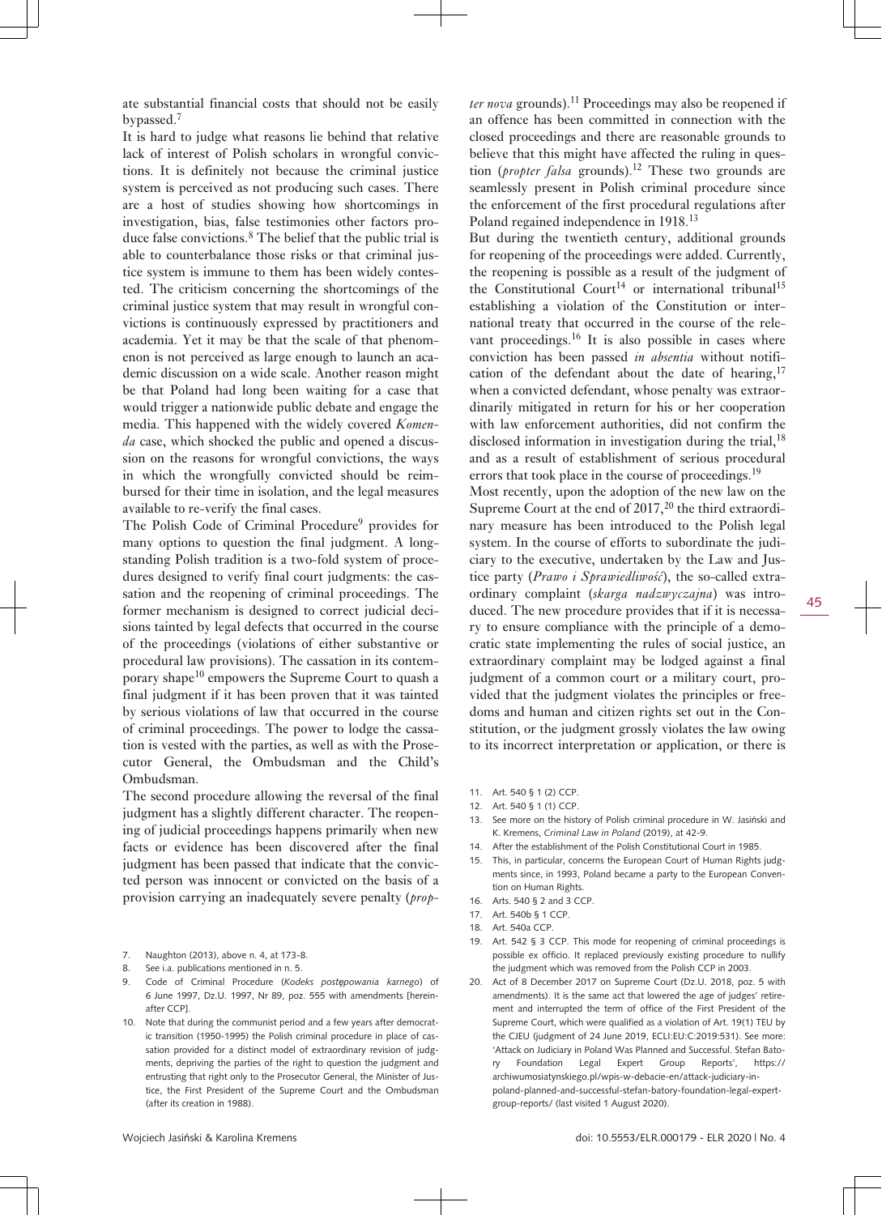ate substantial financial costs that should not be easily bypassed.[7]

It is hard to judge what reasons lie behind that relative lack of interest of Polish scholars in wrongful convictions. It is definitely not because the criminal justice system is perceived as not producing such cases. There are a host of studies showing how shortcomings in investigation, bias, false testimonies other factors produce false convictions.[8] The belief that the public trial is able to counterbalance those risks or that criminal justice system is immune to them has been widely contested. The criticism concerning the shortcomings of the criminal justice system that may result in wrongful convictions is continuously expressed by practitioners and academia. Yet it may be that the scale of that phenomenon is not perceived as large enough to launch an academic discussion on a wide scale. Another reason might be that Poland had long been waiting for a case that would trigger a nationwide public debate and engage the media. This happened with the widely covered *Komenda* case, which shocked the public and opened a discussion on the reasons for wrongful convictions, the ways in which the wrongfully convicted should be reimbursed for their time in isolation, and the legal measures available to re-verify the final cases.

The Polish Code of Criminal Procedure[9] provides for many options to question the final judgment. A longstanding Polish tradition is a two-fold system of procedures designed to verify final court judgments: the cassation and the reopening of criminal proceedings. The former mechanism is designed to correct judicial decisions tainted by legal defects that occurred in the course of the proceedings (violations of either substantive or procedural law provisions). The cassation in its contemporary shape[10] empowers the Supreme Court to quash a final judgment if it has been proven that it was tainted by serious violations of law that occurred in the course of criminal proceedings. The power to lodge the cassation is vested with the parties, as well as with the Prosecutor General, the Ombudsman and the Child's Ombudsman.

The second procedure allowing the reversal of the final judgment has a slightly different character. The reopening of judicial proceedings happens primarily when new facts or evidence has been discovered after the final judgment has been passed that indicate that the convicted person was innocent or convicted on the basis of a provision carrying an inadequately severe penalty (*propter nova* grounds).[11] Proceedings may also be reopened if an offence has been committed in connection with the closed proceedings and there are reasonable grounds to believe that this might have affected the ruling in question (*propter falsa* grounds).[12] These two grounds are seamlessly present in Polish criminal procedure since the enforcement of the first procedural regulations after Poland regained independence in 1918.[13]

But during the twentieth century, additional grounds for reopening of the proceedings were added. Currently, the reopening is possible as a result of the judgment of the Constitutional Court[14] or international tribunal[15] establishing a violation of the Constitution or international treaty that occurred in the course of the relevant proceedings.[16] It is also possible in cases where conviction has been passed *in absentia* without notification of the defendant about the date of hearing,[17] when a convicted defendant, whose penalty was extraordinarily mitigated in return for his or her cooperation with law enforcement authorities, did not confirm the disclosed information in investigation during the trial,[18] and as a result of establishment of serious procedural errors that took place in the course of proceedings.[19]

Most recently, upon the adoption of the new law on the Supreme Court at the end of 2017,[20] the third extraordinary measure has been introduced to the Polish legal system. In the course of efforts to subordinate the judiciary to the executive, undertaken by the Law and Justice party (*Prawo i Sprawiedliwość*), the so-called extraordinary complaint (*skarga nadzwyczajna*) was introduced. The new procedure provides that if it is necessary to ensure compliance with the principle of a democratic state implementing the rules of social justice, an extraordinary complaint may be lodged against a final judgment of a common court or a military court, provided that the judgment violates the principles or freedoms and human and citizen rights set out in the Constitution, or the judgment grossly violates the law owing to its incorrect interpretation or application, or there is

---

7. Naughton (2013), above n. 4, at 173-8.
8. See i.a. publications mentioned in n. 5.
9. Code of Criminal Procedure (*Kodeks postępowania karnego*) of 6 June 1997, Dz.U. 1997, Nr 89, poz. 555 with amendments [hereinafter CCP].
10. Note that during the communist period and a few years after democratic transition (1950-1995) the Polish criminal procedure in place of cassation provided for a distinct model of extraordinary revision of judgments, depriving the parties of the right to question the judgment and entrusting that right only to the Prosecutor General, the Minister of Justice, the First President of the Supreme Court and the Ombudsman (after its creation in 1988).
11. Art. 540 § 1 (2) CCP.
12. Art. 540 § 1 (1) CCP.
13. See more on the history of Polish criminal procedure in W. Jasiński and K. Kremens, *Criminal Law in Poland* (2019), at 42-9.
14. After the establishment of the Polish Constitutional Court in 1985.
15. This, in particular, concerns the European Court of Human Rights judgments since, in 1993, Poland became a party to the European Convention on Human Rights.
16. Arts. 540 § 2 and 3 CCP.
17. Art. 540b § 1 CCP.
18. Art. 540a CCP.
19. Art. 542 § 3 CCP. This mode for reopening of criminal proceedings is possible ex officio. It replaced previously existing procedure to nullify the judgment which was removed from the Polish CCP in 2003.
20. Act of 8 December 2017 on Supreme Court (Dz.U. 2018, poz. 5 with amendments). It is the same act that lowered the age of judges' retirement and interrupted the term of office of the First President of the Supreme Court, which were qualified as a violation of Art. 19(1) TEU by the CJEU (judgment of 24 June 2019, ECLI:EU:C:2019:531). See more: 'Attack on Judiciary in Poland Was Planned and Successful. Stefan Batory Foundation Legal Expert Group Reports', https://archiwumosiatynskiego.pl/wpis-w-debacie-en/attack-judiciary-in-poland-planned-and-successful-stefan-batory-foundation-legal-expert-group-reports/ (last visited 1 August 2020).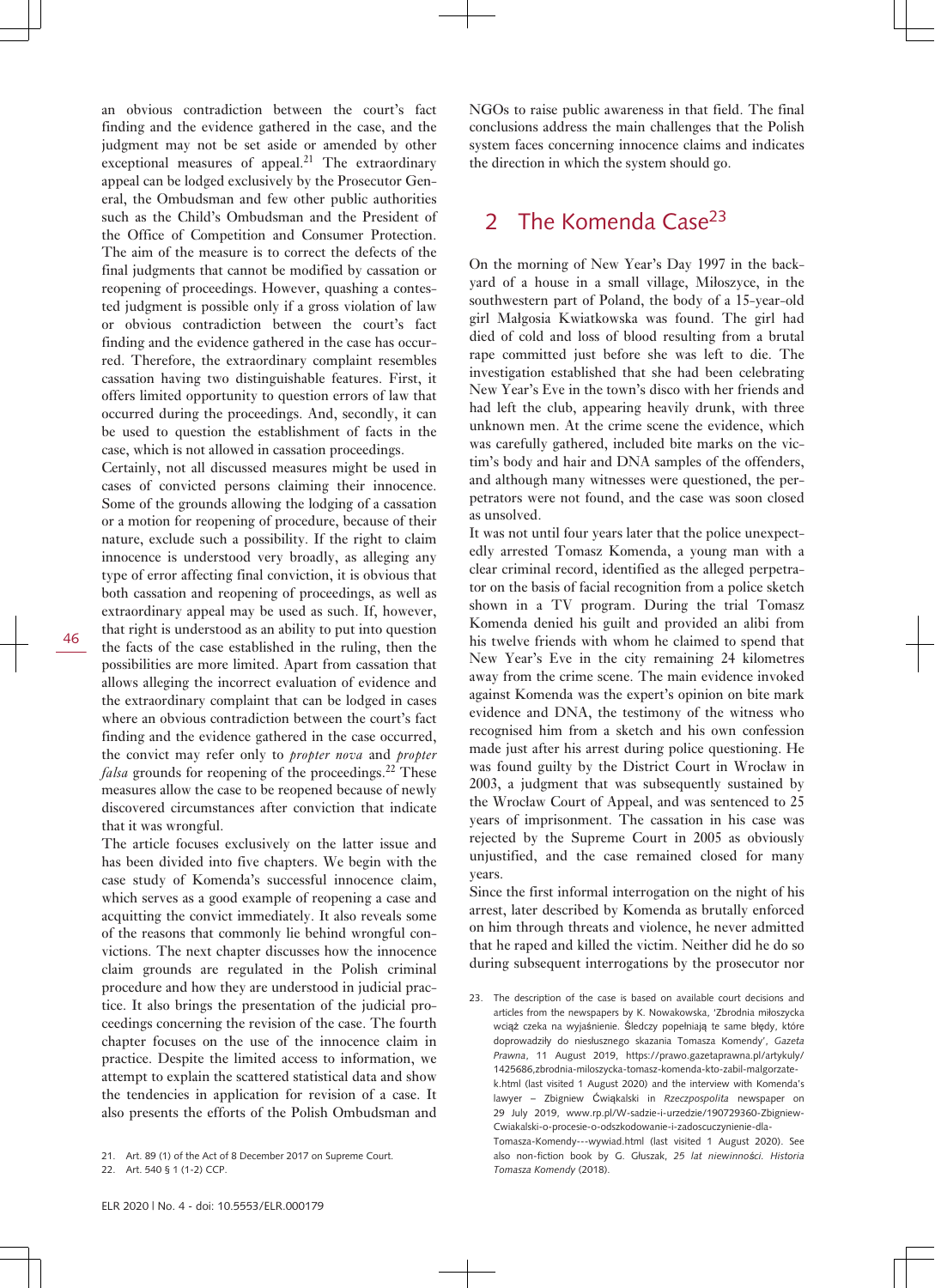an obvious contradiction between the court's fact finding and the evidence gathered in the case, and the judgment may not be set aside or amended by other exceptional measures of appeal.[21] The extraordinary appeal can be lodged exclusively by the Prosecutor General, the Ombudsman and few other public authorities such as the Child's Ombudsman and the President of the Office of Competition and Consumer Protection. The aim of the measure is to correct the defects of the final judgments that cannot be modified by cassation or reopening of proceedings. However, quashing a contested judgment is possible only if a gross violation of law or obvious contradiction between the court's fact finding and the evidence gathered in the case has occurred. Therefore, the extraordinary complaint resembles cassation having two distinguishable features. First, it offers limited opportunity to question errors of law that occurred during the proceedings. And, secondly, it can be used to question the establishment of facts in the case, which is not allowed in cassation proceedings.

Certainly, not all discussed measures might be used in cases of convicted persons claiming their innocence. Some of the grounds allowing the lodging of a cassation or a motion for reopening of procedure, because of their nature, exclude such a possibility. If the right to claim innocence is understood very broadly, as alleging any type of error affecting final conviction, it is obvious that both cassation and reopening of proceedings, as well as extraordinary appeal may be used as such. If, however, that right is understood as an ability to put into question the facts of the case established in the ruling, then the possibilities are more limited. Apart from cassation that allows alleging the incorrect evaluation of evidence and the extraordinary complaint that can be lodged in cases where an obvious contradiction between the court's fact finding and the evidence gathered in the case occurred, the convict may refer only to *propter nova* and *propter falsa* grounds for reopening of the proceedings.[22] These measures allow the case to be reopened because of newly discovered circumstances after conviction that indicate that it was wrongful.

The article focuses exclusively on the latter issue and has been divided into five chapters. We begin with the case study of Komenda's successful innocence claim, which serves as a good example of reopening a case and acquitting the convict immediately. It also reveals some of the reasons that commonly lie behind wrongful convictions. The next chapter discusses how the innocence claim grounds are regulated in the Polish criminal procedure and how they are understood in judicial practice. It also brings the presentation of the judicial proceedings concerning the revision of the case. The fourth chapter focuses on the use of the innocence claim in practice. Despite the limited access to information, we attempt to explain the scattered statistical data and show the tendencies in application for revision of a case. It also presents the efforts of the Polish Ombudsman and NGOs to raise public awareness in that field. The final conclusions address the main challenges that the Polish system faces concerning innocence claims and indicates the direction in which the system should go.

## 2 The Komenda Case[23]

On the morning of New Year's Day 1997 in the backyard of a house in a small village, Miłoszyce, in the southwestern part of Poland, the body of a 15-year-old girl Małgosia Kwiatkowska was found. The girl had died of cold and loss of blood resulting from a brutal rape committed just before she was left to die. The investigation established that she had been celebrating New Year's Eve in the town's disco with her friends and had left the club, appearing heavily drunk, with three unknown men. At the crime scene the evidence, which was carefully gathered, included bite marks on the victim's body and hair and DNA samples of the offenders, and although many witnesses were questioned, the perpetrators were not found, and the case was soon closed as unsolved.

It was not until four years later that the police unexpectedly arrested Tomasz Komenda, a young man with a clear criminal record, identified as the alleged perpetrator on the basis of facial recognition from a police sketch shown in a TV program. During the trial Tomasz Komenda denied his guilt and provided an alibi from his twelve friends with whom he claimed to spend that New Year's Eve in the city remaining 24 kilometres away from the crime scene. The main evidence invoked against Komenda was the expert's opinion on bite mark evidence and DNA, the testimony of the witness who recognised him from a sketch and his own confession made just after his arrest during police questioning. He was found guilty by the District Court in Wrocław in 2003, a judgment that was subsequently sustained by the Wrocław Court of Appeal, and was sentenced to 25 years of imprisonment. The cassation in his case was rejected by the Supreme Court in 2005 as obviously unjustified, and the case remained closed for many years.

Since the first informal interrogation on the night of his arrest, later described by Komenda as brutally enforced on him through threats and violence, he never admitted that he raped and killed the victim. Neither did he do so during subsequent interrogations by the prosecutor nor

21. Art. 89 (1) of the Act of 8 December 2017 on Supreme Court.
22. Art. 540 § 1 (1-2) CCP.
23. The description of the case is based on available court decisions and articles from the newspapers by K. Nowakowska, 'Zbrodnia miłoszycka wciąż czeka na wyjaśnienie. Śledczy popełniają te same błędy, które doprowadziły do niesłusznego skazania Tomasza Komendy', *Gazeta Prawna*, 11 August 2019, https://prawo.gazetaprawna.pl/artykuly/1425686,zbrodnia-miloszycka-tomasz-komenda-kto-zabil-malgorzatek.html (last visited 1 August 2020) and the interview with Komenda's lawyer – Zbigniew Ćwiąkalski in *Rzeczpospolita* newspaper on 29 July 2019, www.rp.pl/W-sadzie-i-urzedzie/190729360-Zbigniew-Cwiakalski-o-procesie-o-odszkodowanie-i-zadoscuczynienie-dla-Tomasza-Komendy---wywiad.html (last visited 1 August 2020). See also non-fiction book by G. Głuszak, *25 lat niewinności. Historia Tomasza Komendy* (2018).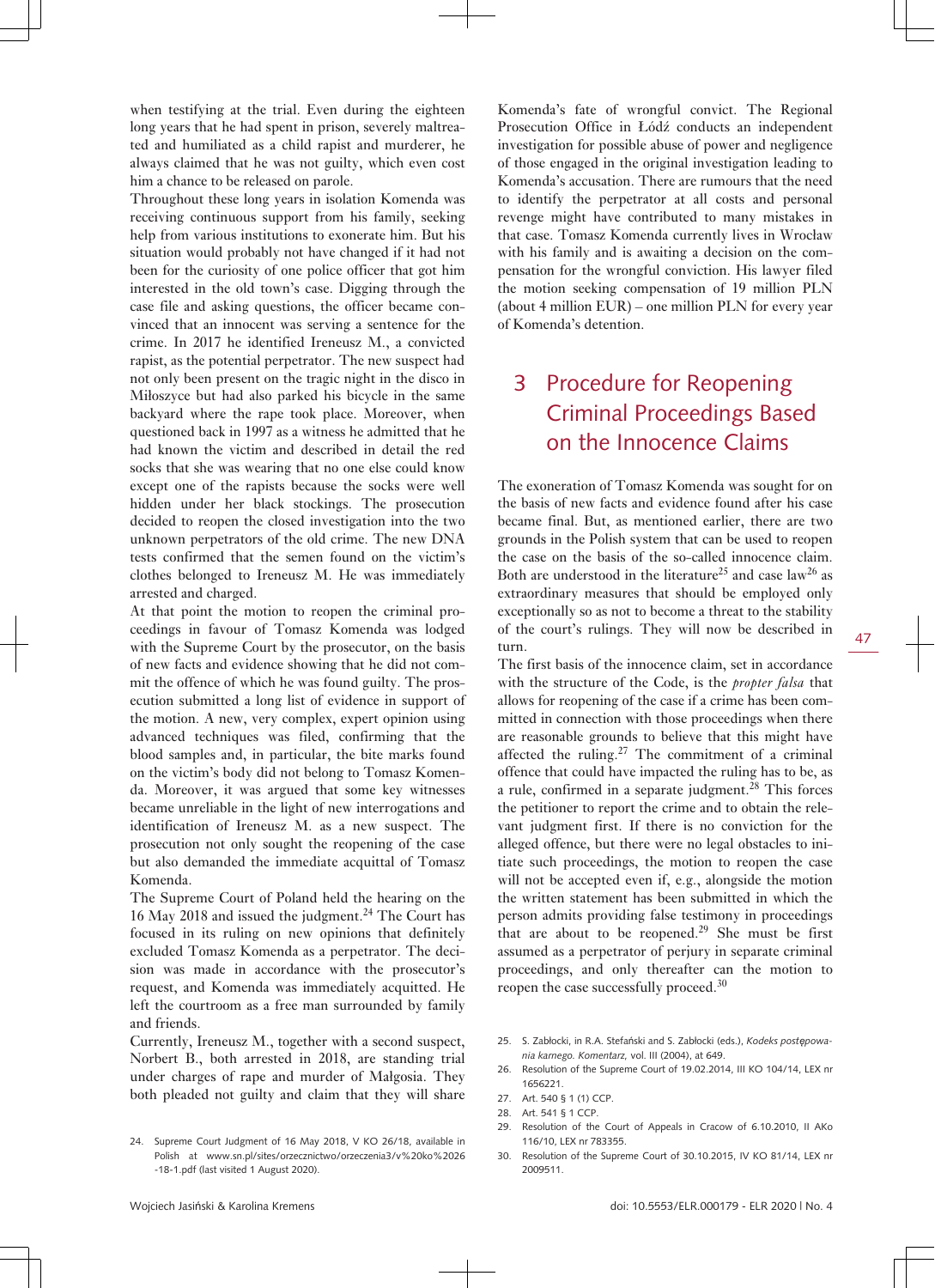when testifying at the trial. Even during the eighteen long years that he had spent in prison, severely maltreated and humiliated as a child rapist and murderer, he always claimed that he was not guilty, which even cost him a chance to be released on parole.

Throughout these long years in isolation Komenda was receiving continuous support from his family, seeking help from various institutions to exonerate him. But his situation would probably not have changed if it had not been for the curiosity of one police officer that got him interested in the old town's case. Digging through the case file and asking questions, the officer became convinced that an innocent was serving a sentence for the crime. In 2017 he identified Ireneusz M., a convicted rapist, as the potential perpetrator. The new suspect had not only been present on the tragic night in the disco in Miłoszyce but had also parked his bicycle in the same backyard where the rape took place. Moreover, when questioned back in 1997 as a witness he admitted that he had known the victim and described in detail the red socks that she was wearing that no one else could know except one of the rapists because the socks were well hidden under her black stockings. The prosecution decided to reopen the closed investigation into the two unknown perpetrators of the old crime. The new DNA tests confirmed that the semen found on the victim's clothes belonged to Ireneusz M. He was immediately arrested and charged.

At that point the motion to reopen the criminal proceedings in favour of Tomasz Komenda was lodged with the Supreme Court by the prosecutor, on the basis of new facts and evidence showing that he did not commit the offence of which he was found guilty. The prosecution submitted a long list of evidence in support of the motion. A new, very complex, expert opinion using advanced techniques was filed, confirming that the blood samples and, in particular, the bite marks found on the victim's body did not belong to Tomasz Komenda. Moreover, it was argued that some key witnesses became unreliable in the light of new interrogations and identification of Ireneusz M. as a new suspect. The prosecution not only sought the reopening of the case but also demanded the immediate acquittal of Tomasz Komenda.

The Supreme Court of Poland held the hearing on the 16 May 2018 and issued the judgment.[24] The Court has focused in its ruling on new opinions that definitely excluded Tomasz Komenda as a perpetrator. The decision was made in accordance with the prosecutor's request, and Komenda was immediately acquitted. He left the courtroom as a free man surrounded by family and friends.

Currently, Ireneusz M., together with a second suspect, Norbert B., both arrested in 2018, are standing trial under charges of rape and murder of Małgosia. They both pleaded not guilty and claim that they will share Komenda's fate of wrongful convict. The Regional Prosecution Office in Łódź conducts an independent investigation for possible abuse of power and negligence of those engaged in the original investigation leading to Komenda's accusation. There are rumours that the need to identify the perpetrator at all costs and personal revenge might have contributed to many mistakes in that case. Tomasz Komenda currently lives in Wrocław with his family and is awaiting a decision on the compensation for the wrongful conviction. His lawyer filed the motion seeking compensation of 19 million PLN (about 4 million EUR) – one million PLN for every year of Komenda's detention.

## 3 Procedure for Reopening Criminal Proceedings Based on the Innocence Claims

The exoneration of Tomasz Komenda was sought for on the basis of new facts and evidence found after his case became final. But, as mentioned earlier, there are two grounds in the Polish system that can be used to reopen the case on the basis of the so-called innocence claim. Both are understood in the literature[25] and case law[26] as extraordinary measures that should be employed only exceptionally so as not to become a threat to the stability of the court's rulings. They will now be described in turn.

The first basis of the innocence claim, set in accordance with the structure of the Code, is the *propter falsa* that allows for reopening of the case if a crime has been committed in connection with those proceedings when there are reasonable grounds to believe that this might have affected the ruling.[27] The commitment of a criminal offence that could have impacted the ruling has to be, as a rule, confirmed in a separate judgment.[28] This forces the petitioner to report the crime and to obtain the relevant judgment first. If there is no conviction for the alleged offence, but there were no legal obstacles to initiate such proceedings, the motion to reopen the case will not be accepted even if, e.g., alongside the motion the written statement has been submitted in which the person admits providing false testimony in proceedings that are about to be reopened.[29] She must be first assumed as a perpetrator of perjury in separate criminal proceedings, and only thereafter can the motion to reopen the case successfully proceed.[30]

24. Supreme Court Judgment of 16 May 2018, V KO 26/18, available in Polish at www.sn.pl/sites/orzecznictwo/orzeczenia3/v%20ko%2026-18-1.pdf (last visited 1 August 2020).

25. S. Zabłocki, in R.A. Stefański and S. Zabłocki (eds.), *Kodeks postępowania karnego. Komentarz*, vol. III (2004), at 649.

26. Resolution of the Supreme Court of 19.02.2014, III KO 104/14, LEX nr 1656221.

27. Art. 540 § 1 (1) CCP.

28. Art. 541 § 1 CCP.

29. Resolution of the Court of Appeals in Cracow of 6.10.2010, II AKo 116/10, LEX nr 783355.

30. Resolution of the Supreme Court of 30.10.2015, IV KO 81/14, LEX nr 2009511.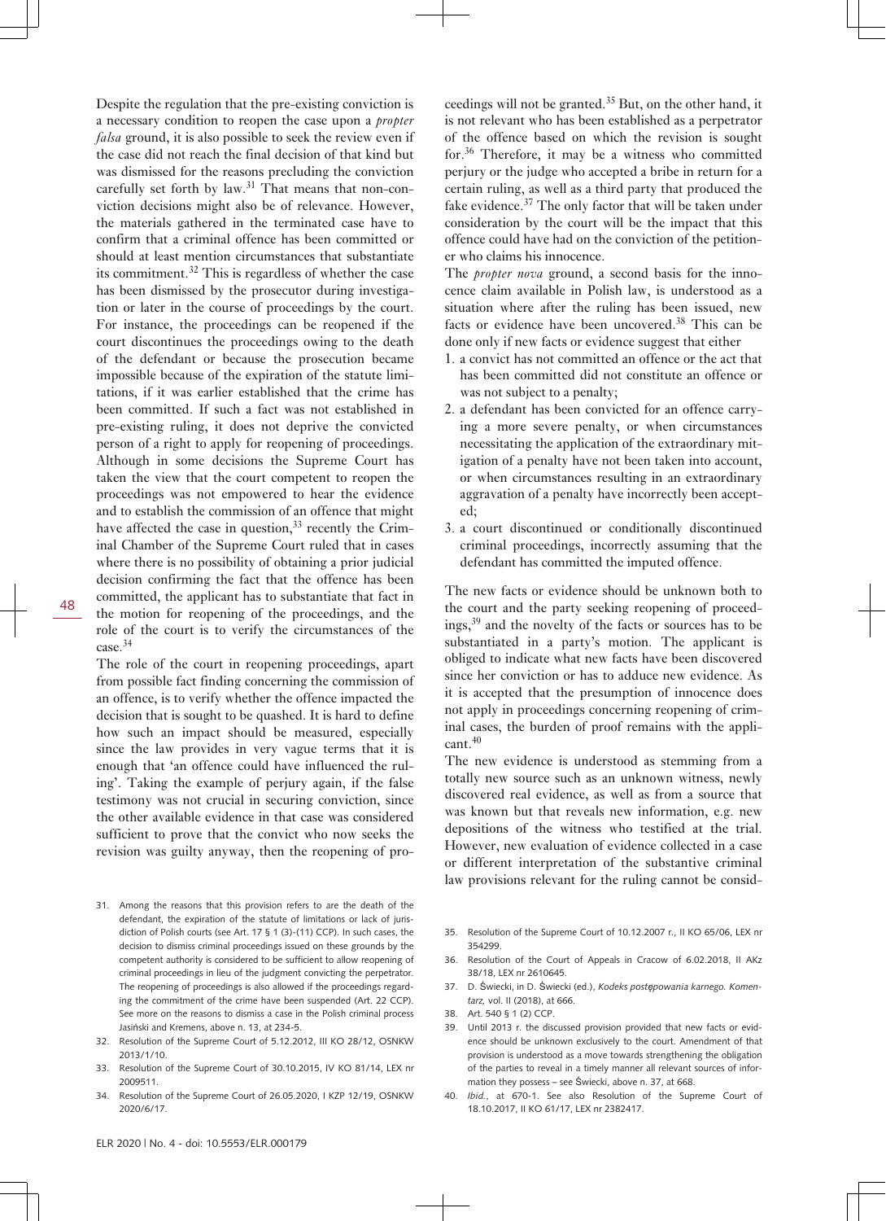Despite the regulation that the pre-existing conviction is a necessary condition to reopen the case upon a *propter falsa* ground, it is also possible to seek the review even if the case did not reach the final decision of that kind but was dismissed for the reasons precluding the conviction carefully set forth by law.[31] That means that non-conviction decisions might also be of relevance. However, the materials gathered in the terminated case have to confirm that a criminal offence has been committed or should at least mention circumstances that substantiate its commitment.[32] This is regardless of whether the case has been dismissed by the prosecutor during investigation or later in the course of proceedings by the court. For instance, the proceedings can be reopened if the court discontinues the proceedings owing to the death of the defendant or because the prosecution became impossible because of the expiration of the statute limitations, if it was earlier established that the crime has been committed. If such a fact was not established in pre-existing ruling, it does not deprive the convicted person of a right to apply for reopening of proceedings. Although in some decisions the Supreme Court has taken the view that the court competent to reopen the proceedings was not empowered to hear the evidence and to establish the commission of an offence that might have affected the case in question,[33] recently the Criminal Chamber of the Supreme Court ruled that in cases where there is no possibility of obtaining a prior judicial decision confirming the fact that the offence has been committed, the applicant has to substantiate that fact in the motion for reopening of the proceedings, and the role of the court is to verify the circumstances of the case.[34]

The role of the court in reopening proceedings, apart from possible fact finding concerning the commission of an offence, is to verify whether the offence impacted the decision that is sought to be quashed. It is hard to define how such an impact should be measured, especially since the law provides in very vague terms that it is enough that 'an offence could have influenced the ruling'. Taking the example of perjury again, if the false testimony was not crucial in securing conviction, since the other available evidence in that case was considered sufficient to prove that the convict who now seeks the revision was guilty anyway, then the reopening of proceedings will not be granted.[35] But, on the other hand, it is not relevant who has been established as a perpetrator of the offence based on which the revision is sought for.[36] Therefore, it may be a witness who committed perjury or the judge who accepted a bribe in return for a certain ruling, as well as a third party that produced the fake evidence.[37] The only factor that will be taken under consideration by the court will be the impact that this offence could have had on the conviction of the petitioner who claims his innocence.

The *propter nova* ground, a second basis for the innocence claim available in Polish law, is understood as a situation where after the ruling has been issued, new facts or evidence have been uncovered.[38] This can be done only if new facts or evidence suggest that either

1. a convict has not committed an offence or the act that has been committed did not constitute an offence or was not subject to a penalty;
2. a defendant has been convicted for an offence carrying a more severe penalty, or when circumstances necessitating the application of the extraordinary mitigation of a penalty have not been taken into account, or when circumstances resulting in an extraordinary aggravation of a penalty have incorrectly been accepted;
3. a court discontinued or conditionally discontinued criminal proceedings, incorrectly assuming that the defendant has committed the imputed offence.

The new facts or evidence should be unknown both to the court and the party seeking reopening of proceedings,[39] and the novelty of the facts or sources has to be substantiated in a party's motion. The applicant is obliged to indicate what new facts have been discovered since her conviction or has to adduce new evidence. As it is accepted that the presumption of innocence does not apply in proceedings concerning reopening of criminal cases, the burden of proof remains with the applicant.[40]

The new evidence is understood as stemming from a totally new source such as an unknown witness, newly discovered real evidence, as well as from a source that was known but that reveals new information, e.g. new depositions of the witness who testified at the trial. However, new evaluation of evidence collected in a case or different interpretation of the substantive criminal law provisions relevant for the ruling cannot be consid-

31. Among the reasons that this provision refers to are the death of the defendant, the expiration of the statute of limitations or lack of jurisdiction of Polish courts (see Art. 17 § 1 (3)-(11) CCP). In such cases, the decision to dismiss criminal proceedings issued on these grounds by the competent authority is considered to be sufficient to allow reopening of criminal proceedings in lieu of the judgment convicting the perpetrator. The reopening of proceedings is also allowed if the proceedings regarding the commitment of the crime have been suspended (Art. 22 CCP). See more on the reasons to dismiss a case in the Polish criminal process Jasiński and Kremens, above n. 13, at 234-5.
32. Resolution of the Supreme Court of 5.12.2012, III KO 28/12, OSNKW 2013/1/10.
33. Resolution of the Supreme Court of 30.10.2015, IV KO 81/14, LEX nr 2009511.
34. Resolution of the Supreme Court of 26.05.2020, I KZP 12/19, OSNKW 2020/6/17.
35. Resolution of the Supreme Court of 10.12.2007 r., II KO 65/06, LEX nr 354299.
36. Resolution of the Court of Appeals in Cracow of 6.02.2018, II AKz 38/18, LEX nr 2610645.
37. D. Świecki, in D. Świecki (ed.), *Kodeks postępowania karnego. Komentarz,* vol. II (2018), at 666.
38. Art. 540 § 1 (2) CCP.
39. Until 2013 r. the discussed provision provided that new facts or evidence should be unknown exclusively to the court. Amendment of that provision is understood as a move towards strengthening the obligation of the parties to reveal in a timely manner all relevant sources of information they possess – see Świecki, above n. 37, at 668.
40. *Ibid.*, at 670-1. See also Resolution of the Supreme Court of 18.10.2017, II KO 61/17, LEX nr 2382417.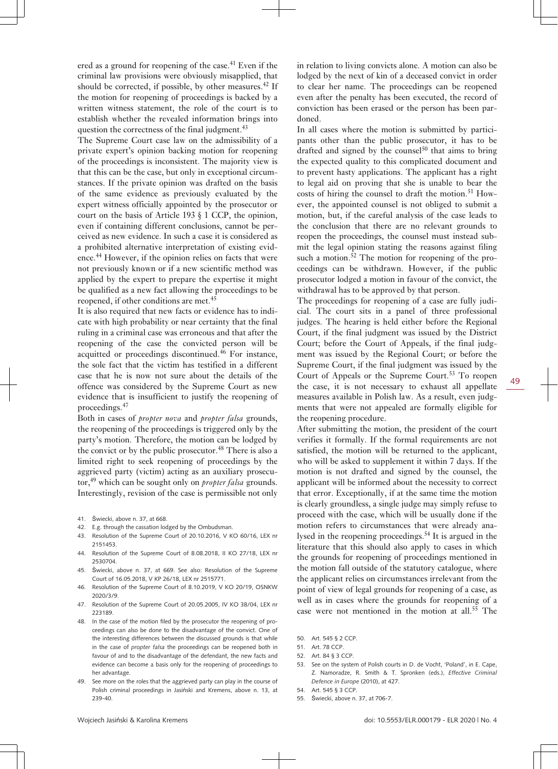ered as a ground for reopening of the case.[41] Even if the criminal law provisions were obviously misapplied, that should be corrected, if possible, by other measures.[42] If the motion for reopening of proceedings is backed by a written witness statement, the role of the court is to establish whether the revealed information brings into question the correctness of the final judgment.[43]

The Supreme Court case law on the admissibility of a private expert's opinion backing motion for reopening of the proceedings is inconsistent. The majority view is that this can be the case, but only in exceptional circumstances. If the private opinion was drafted on the basis of the same evidence as previously evaluated by the expert witness officially appointed by the prosecutor or court on the basis of Article 193 § 1 CCP, the opinion, even if containing different conclusions, cannot be perceived as new evidence. In such a case it is considered as a prohibited alternative interpretation of existing evidence.[44] However, if the opinion relies on facts that were not previously known or if a new scientific method was applied by the expert to prepare the expertise it might be qualified as a new fact allowing the proceedings to be reopened, if other conditions are met.[45]

It is also required that new facts or evidence has to indicate with high probability or near certainty that the final ruling in a criminal case was erroneous and that after the reopening of the case the convicted person will be acquitted or proceedings discontinued.[46] For instance, the sole fact that the victim has testified in a different case that he is now not sure about the details of the offence was considered by the Supreme Court as new evidence that is insufficient to justify the reopening of proceedings.[47]

Both in cases of *propter nova* and *propter falsa* grounds, the reopening of the proceedings is triggered only by the party's motion. Therefore, the motion can be lodged by the convict or by the public prosecutor.[48] There is also a limited right to seek reopening of proceedings by the aggrieved party (victim) acting as an auxiliary prosecutor,[49] which can be sought only on *propter falsa* grounds. Interestingly, revision of the case is permissible not only in relation to living convicts alone. A motion can also be lodged by the next of kin of a deceased convict in order to clear her name. The proceedings can be reopened even after the penalty has been executed, the record of conviction has been erased or the person has been pardoned.

In all cases where the motion is submitted by participants other than the public prosecutor, it has to be drafted and signed by the counsel[50] that aims to bring the expected quality to this complicated document and to prevent hasty applications. The applicant has a right to legal aid on proving that she is unable to bear the costs of hiring the counsel to draft the motion.[51] However, the appointed counsel is not obliged to submit a motion, but, if the careful analysis of the case leads to the conclusion that there are no relevant grounds to reopen the proceedings, the counsel must instead submit the legal opinion stating the reasons against filing such a motion.[52] The motion for reopening of the proceedings can be withdrawn. However, if the public prosecutor lodged a motion in favour of the convict, the withdrawal has to be approved by that person.

The proceedings for reopening of a case are fully judicial. The court sits in a panel of three professional judges. The hearing is held either before the Regional Court, if the final judgment was issued by the District Court; before the Court of Appeals, if the final judgment was issued by the Regional Court; or before the Supreme Court, if the final judgment was issued by the Court of Appeals or the Supreme Court.[53] To reopen the case, it is not necessary to exhaust all appellate measures available in Polish law. As a result, even judgments that were not appealed are formally eligible for the reopening procedure.

After submitting the motion, the president of the court verifies it formally. If the formal requirements are not satisfied, the motion will be returned to the applicant, who will be asked to supplement it within 7 days. If the motion is not drafted and signed by the counsel, the applicant will be informed about the necessity to correct that error. Exceptionally, if at the same time the motion is clearly groundless, a single judge may simply refuse to proceed with the case, which will be usually done if the motion refers to circumstances that were already analysed in the reopening proceedings.[54] It is argued in the literature that this should also apply to cases in which the grounds for reopening of proceedings mentioned in the motion fall outside of the statutory catalogue, where the applicant relies on circumstances irrelevant from the point of view of legal grounds for reopening of a case, as well as in cases where the grounds for reopening of a case were not mentioned in the motion at all.[55] The

41. Świecki, above n. 37, at 668.
42. E.g. through the cassation lodged by the Ombudsman.
43. Resolution of the Supreme Court of 20.10.2016, V KO 60/16, LEX nr 2151453.
44. Resolution of the Supreme Court of 8.08.2018, II KO 27/18, LEX nr 2530704.
45. Świecki, above n. 37, at 669. See also: Resolution of the Supreme Court of 16.05.2018, V KP 26/18, LEX nr 2515771.
46. Resolution of the Supreme Court of 8.10.2019, V KO 20/19, OSNKW 2020/3/9.
47. Resolution of the Supreme Court of 20.05.2005, IV KO 38/04, LEX nr 223189.
48. In the case of the motion filed by the prosecutor the reopening of proceedings can also be done to the disadvantage of the convict. One of the interesting differences between the discussed grounds is that while in the case of *propter falsa* the proceedings can be reopened both in favour of and to the disadvantage of the defendant, the new facts and evidence can become a basis only for the reopening of proceedings to her advantage.
49. See more on the roles that the aggrieved party can play in the course of Polish criminal proceedings in Jasiński and Kremens, above n. 13, at 239-40.
50. Art. 545 § 2 CCP.
51. Art. 78 CCP.
52. Art. 84 § 3 CCP.
53. See on the system of Polish courts in D. de Vocht, 'Poland', in E. Cape, Z. Namoradze, R. Smith & T. Spronken (eds.), *Effective Criminal Defence in Europe* (2010), at 427.
54. Art. 545 § 3 CCP.
55. Świecki, above n. 37, at 706-7.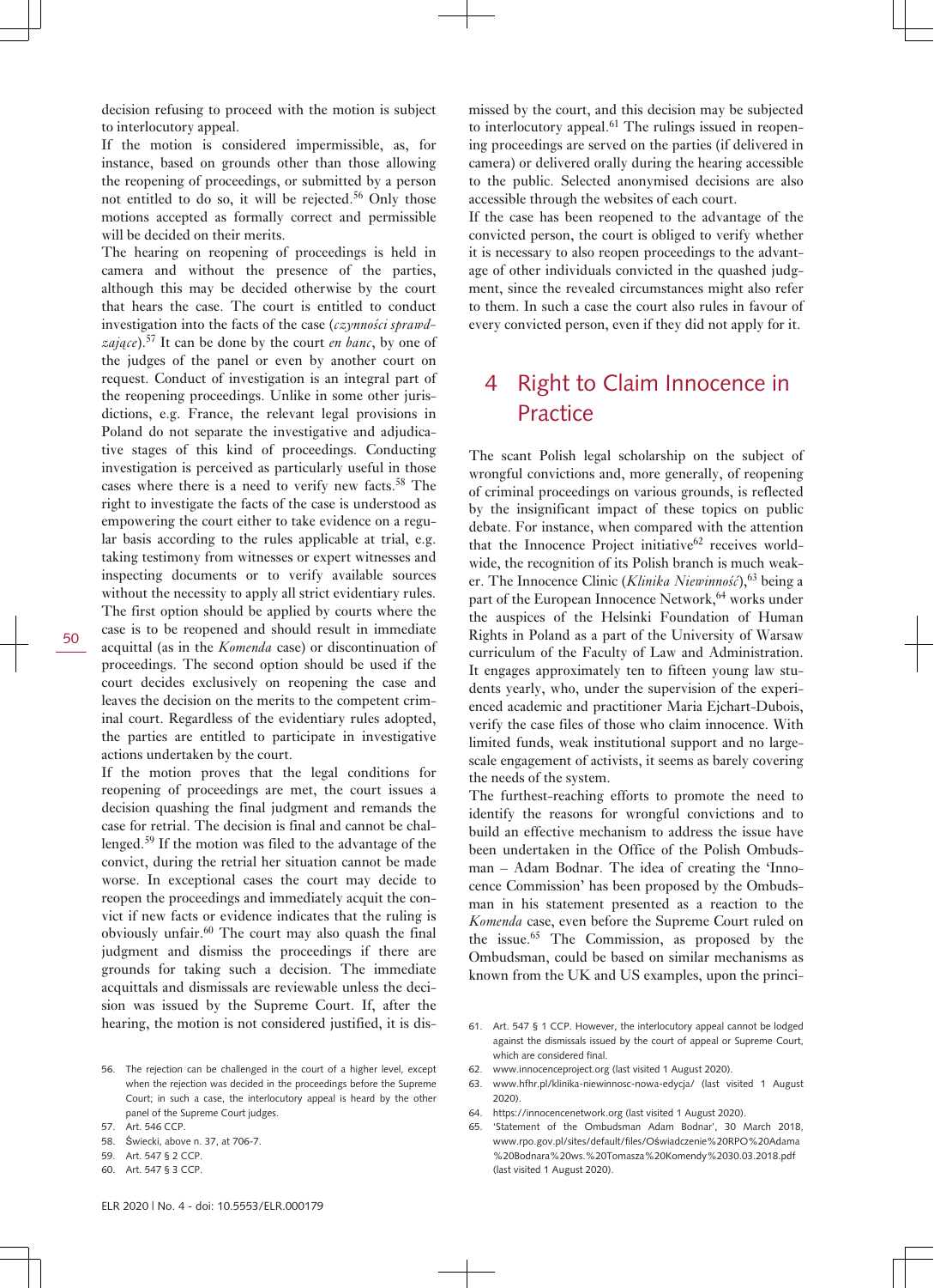decision refusing to proceed with the motion is subject to interlocutory appeal.

If the motion is considered impermissible, as, for instance, based on grounds other than those allowing the reopening of proceedings, or submitted by a person not entitled to do so, it will be rejected.[56] Only those motions accepted as formally correct and permissible will be decided on their merits.

The hearing on reopening of proceedings is held in camera and without the presence of the parties, although this may be decided otherwise by the court that hears the case. The court is entitled to conduct investigation into the facts of the case (*czynności sprawdzające*).[57] It can be done by the court *en banc*, by one of the judges of the panel or even by another court on request. Conduct of investigation is an integral part of the reopening proceedings. Unlike in some other jurisdictions, e.g. France, the relevant legal provisions in Poland do not separate the investigative and adjudicative stages of this kind of proceedings. Conducting investigation is perceived as particularly useful in those cases where there is a need to verify new facts.[58] The right to investigate the facts of the case is understood as empowering the court either to take evidence on a regular basis according to the rules applicable at trial, e.g. taking testimony from witnesses or expert witnesses and inspecting documents or to verify available sources without the necessity to apply all strict evidentiary rules. The first option should be applied by courts where the case is to be reopened and should result in immediate acquittal (as in the *Komenda* case) or discontinuation of proceedings. The second option should be used if the court decides exclusively on reopening the case and leaves the decision on the merits to the competent criminal court. Regardless of the evidentiary rules adopted, the parties are entitled to participate in investigative actions undertaken by the court.

If the motion proves that the legal conditions for reopening of proceedings are met, the court issues a decision quashing the final judgment and remands the case for retrial. The decision is final and cannot be challenged.[59] If the motion was filed to the advantage of the convict, during the retrial her situation cannot be made worse. In exceptional cases the court may decide to reopen the proceedings and immediately acquit the convict if new facts or evidence indicates that the ruling is obviously unfair.[60] The court may also quash the final judgment and dismiss the proceedings if there are grounds for taking such a decision. The immediate acquittals and dismissals are reviewable unless the decision was issued by the Supreme Court. If, after the hearing, the motion is not considered justified, it is dismissed by the court, and this decision may be subjected to interlocutory appeal.[61] The rulings issued in reopening proceedings are served on the parties (if delivered in camera) or delivered orally during the hearing accessible to the public. Selected anonymised decisions are also accessible through the websites of each court.

If the case has been reopened to the advantage of the convicted person, the court is obliged to verify whether it is necessary to also reopen proceedings to the advantage of other individuals convicted in the quashed judgment, since the revealed circumstances might also refer to them. In such a case the court also rules in favour of every convicted person, even if they did not apply for it.

## 4 Right to Claim Innocence in Practice

The scant Polish legal scholarship on the subject of wrongful convictions and, more generally, of reopening of criminal proceedings on various grounds, is reflected by the insignificant impact of these topics on public debate. For instance, when compared with the attention that the Innocence Project initiative[62] receives worldwide, the recognition of its Polish branch is much weaker. The Innocence Clinic (*Klinika Niewinność*),[63] being a part of the European Innocence Network,[64] works under the auspices of the Helsinki Foundation of Human Rights in Poland as a part of the University of Warsaw curriculum of the Faculty of Law and Administration. It engages approximately ten to fifteen young law students yearly, who, under the supervision of the experienced academic and practitioner Maria Ejchart-Dubois, verify the case files of those who claim innocence. With limited funds, weak institutional support and no large-scale engagement of activists, it seems as barely covering the needs of the system.

The furthest-reaching efforts to promote the need to identify the reasons for wrongful convictions and to build an effective mechanism to address the issue have been undertaken in the Office of the Polish Ombudsman – Adam Bodnar. The idea of creating the 'Innocence Commission' has been proposed by the Ombudsman in his statement presented as a reaction to the *Komenda* case, even before the Supreme Court ruled on the issue.[65] The Commission, as proposed by the Ombudsman, could be based on similar mechanisms as known from the UK and US examples, upon the princi-

56. The rejection can be challenged in the court of a higher level, except when the rejection was decided in the proceedings before the Supreme Court; in such a case, the interlocutory appeal is heard by the other panel of the Supreme Court judges.
57. Art. 546 CCP.
58. Świecki, above n. 37, at 706-7.
59. Art. 547 § 2 CCP.
60. Art. 547 § 3 CCP.
61. Art. 547 § 1 CCP. However, the interlocutory appeal cannot be lodged against the dismissals issued by the court of appeal or Supreme Court, which are considered final.
62. www.innocenceproject.org (last visited 1 August 2020).
63. www.hfhr.pl/klinika-niewinnosc-nowa-edycja/ (last visited 1 August 2020).
64. https://innocencenetwork.org (last visited 1 August 2020).
65. 'Statement of the Ombudsman Adam Bodnar', 30 March 2018, www.rpo.gov.pl/sites/default/files/Oświadczenie%20RPO%20Adama%20Bodnara%20ws.%20Tomasza%20Komendy%2030.03.2018.pdf (last visited 1 August 2020).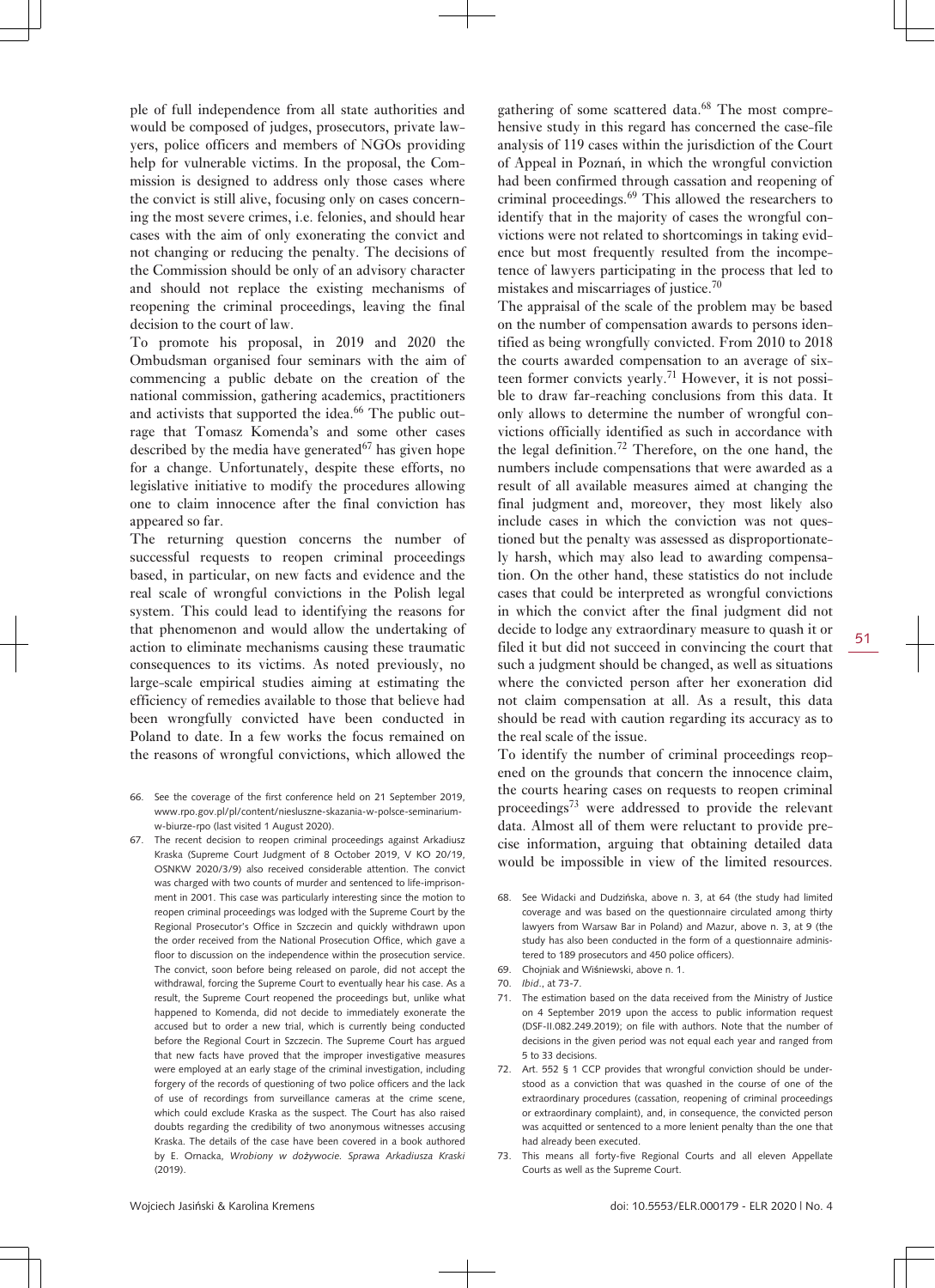ple of full independence from all state authorities and would be composed of judges, prosecutors, private lawyers, police officers and members of NGOs providing help for vulnerable victims. In the proposal, the Commission is designed to address only those cases where the convict is still alive, focusing only on cases concerning the most severe crimes, i.e. felonies, and should hear cases with the aim of only exonerating the convict and not changing or reducing the penalty. The decisions of the Commission should be only of an advisory character and should not replace the existing mechanisms of reopening the criminal proceedings, leaving the final decision to the court of law.

To promote his proposal, in 2019 and 2020 the Ombudsman organised four seminars with the aim of commencing a public debate on the creation of the national commission, gathering academics, practitioners and activists that supported the idea.[66] The public outrage that Tomasz Komenda's and some other cases described by the media have generated[67] has given hope for a change. Unfortunately, despite these efforts, no legislative initiative to modify the procedures allowing one to claim innocence after the final conviction has appeared so far.

The returning question concerns the number of successful requests to reopen criminal proceedings based, in particular, on new facts and evidence and the real scale of wrongful convictions in the Polish legal system. This could lead to identifying the reasons for that phenomenon and would allow the undertaking of action to eliminate mechanisms causing these traumatic consequences to its victims. As noted previously, no large-scale empirical studies aiming at estimating the efficiency of remedies available to those that believe had been wrongfully convicted have been conducted in Poland to date. In a few works the focus remained on the reasons of wrongful convictions, which allowed the gathering of some scattered data.[68] The most comprehensive study in this regard has concerned the case-file analysis of 119 cases within the jurisdiction of the Court of Appeal in Poznań, in which the wrongful conviction had been confirmed through cassation and reopening of criminal proceedings.[69] This allowed the researchers to identify that in the majority of cases the wrongful convictions were not related to shortcomings in taking evidence but most frequently resulted from the incompetence of lawyers participating in the process that led to mistakes and miscarriages of justice.[70]

The appraisal of the scale of the problem may be based on the number of compensation awards to persons identified as being wrongfully convicted. From 2010 to 2018 the courts awarded compensation to an average of sixteen former convicts yearly.[71] However, it is not possible to draw far-reaching conclusions from this data. It only allows to determine the number of wrongful convictions officially identified as such in accordance with the legal definition.[72] Therefore, on the one hand, the numbers include compensations that were awarded as a result of all available measures aimed at changing the final judgment and, moreover, they most likely also include cases in which the conviction was not questioned but the penalty was assessed as disproportionately harsh, which may also lead to awarding compensation. On the other hand, these statistics do not include cases that could be interpreted as wrongful convictions in which the convict after the final judgment did not decide to lodge any extraordinary measure to quash it or filed it but did not succeed in convincing the court that such a judgment should be changed, as well as situations where the convicted person after her exoneration did not claim compensation at all. As a result, this data should be read with caution regarding its accuracy as to the real scale of the issue.

To identify the number of criminal proceedings reopened on the grounds that concern the innocence claim, the courts hearing cases on requests to reopen criminal proceedings[73] were addressed to provide the relevant data. Almost all of them were reluctant to provide precise information, arguing that obtaining detailed data would be impossible in view of the limited resources.

66. See the coverage of the first conference held on 21 September 2019, www.rpo.gov.pl/pl/content/niesluszne-skazania-w-polsce-seminarium-w-biurze-rpo (last visited 1 August 2020).

67. The recent decision to reopen criminal proceedings against Arkadiusz Kraska (Supreme Court Judgment of 8 October 2019, V KO 20/19, OSNKW 2020/3/9) also received considerable attention. The convict was charged with two counts of murder and sentenced to life-imprisonment in 2001. This case was particularly interesting since the motion to reopen criminal proceedings was lodged with the Supreme Court by the Regional Prosecutor's Office in Szczecin and quickly withdrawn upon the order received from the National Prosecution Office, which gave a floor to discussion on the independence within the prosecution service. The convict, soon before being released on parole, did not accept the withdrawal, forcing the Supreme Court to eventually hear his case. As a result, the Supreme Court reopened the proceedings but, unlike what happened to Komenda, did not decide to immediately exonerate the accused but to order a new trial, which is currently being conducted before the Regional Court in Szczecin. The Supreme Court has argued that new facts have proved that the improper investigative measures were employed at an early stage of the criminal investigation, including forgery of the records of questioning of two police officers and the lack of use of recordings from surveillance cameras at the crime scene, which could exclude Kraska as the suspect. The Court has also raised doubts regarding the credibility of two anonymous witnesses accusing Kraska. The details of the case have been covered in a book authored by E. Ornacka, *Wrobiony w dożywocie. Sprawa Arkadiusza Kraski* (2019).

68. See Widacki and Dudzińska, above n. 3, at 64 (the study had limited coverage and was based on the questionnaire circulated among thirty lawyers from Warsaw Bar in Poland) and Mazur, above n. 3, at 9 (the study has also been conducted in the form of a questionnaire administered to 189 prosecutors and 450 police officers).

69. Chojniak and Wiśniewski, above n. 1.

70. *Ibid*., at 73-7.

71. The estimation based on the data received from the Ministry of Justice on 4 September 2019 upon the access to public information request (DSF-II.082.249.2019); on file with authors. Note that the number of decisions in the given period was not equal each year and ranged from 5 to 33 decisions.

72. Art. 552 § 1 CCP provides that wrongful conviction should be understood as a conviction that was quashed in the course of one of the extraordinary procedures (cassation, reopening of criminal proceedings or extraordinary complaint), and, in consequence, the convicted person was acquitted or sentenced to a more lenient penalty than the one that had already been executed.

73. This means all forty-five Regional Courts and all eleven Appellate Courts as well as the Supreme Court.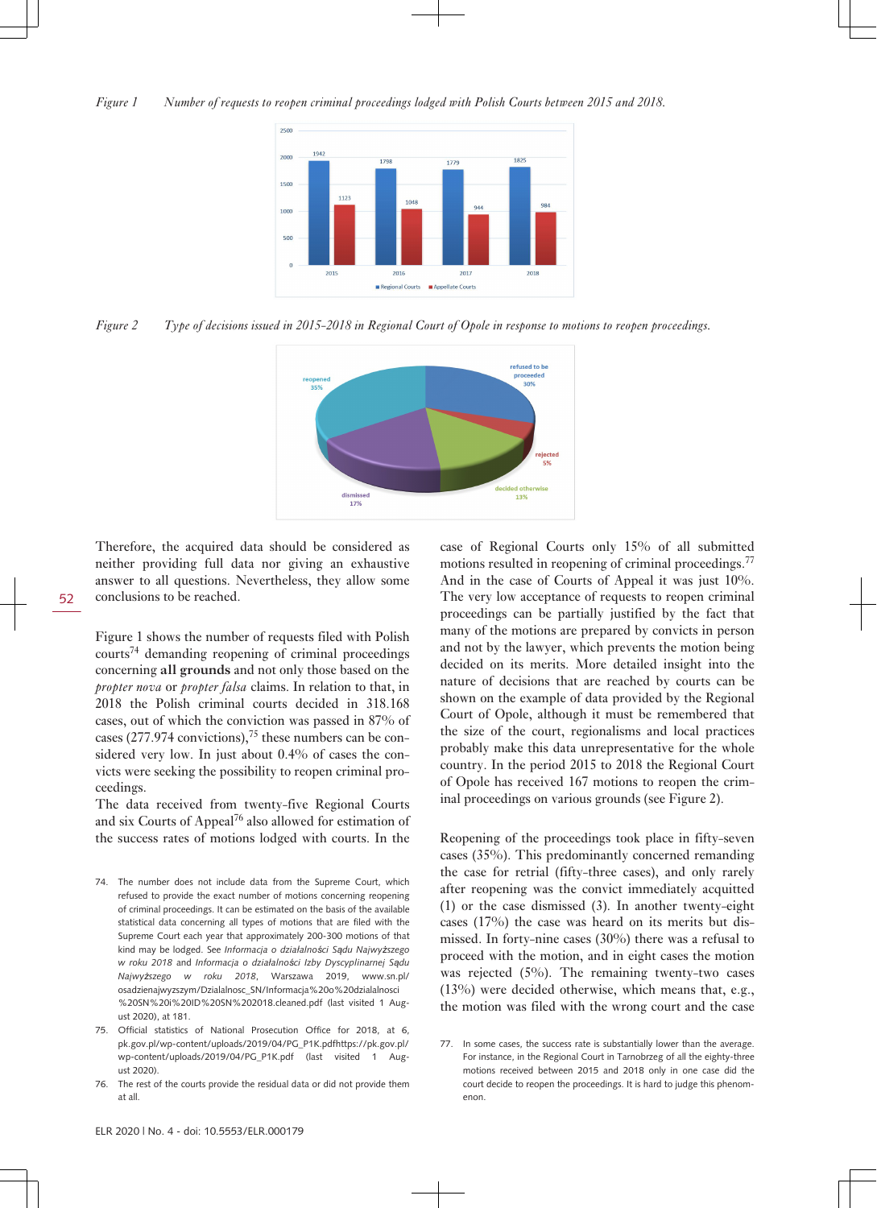*Figure 1 Number of requests to reopen criminal proceedings lodged with Polish Courts between 2015 and 2018.*

2500
2000
1500
1000
500
0
1942
1123
1798
1048
1779
944
1825
984
2015
2016
2017
2018
Regional Courts
Appellate Courts

*Figure 2 Type of decisions issued in 2015-2018 in Regional Court of Opole in response to motions to reopen proceedings.*

reopened 35%
refused to be proceeded 30%
rejected 5%
decided otherwise 13%
dismissed 17%

Therefore, the acquired data should be considered as neither providing full data nor giving an exhaustive answer to all questions. Nevertheless, they allow some conclusions to be reached.

Figure 1 shows the number of requests filed with Polish courts[74] demanding reopening of criminal proceedings concerning **all grounds** and not only those based on the *propter nova* or *propter falsa* claims. In relation to that, in 2018 the Polish criminal courts decided in 318.168 cases, out of which the conviction was passed in 87% of cases (277.974 convictions),[75] these numbers can be considered very low. In just about 0.4% of cases the convicts were seeking the possibility to reopen criminal proceedings.

The data received from twenty-five Regional Courts and six Courts of Appeal[76] also allowed for estimation of the success rates of motions lodged with courts. In the case of Regional Courts only 15% of all submitted motions resulted in reopening of criminal proceedings.[77] And in the case of Courts of Appeal it was just 10%. The very low acceptance of requests to reopen criminal proceedings can be partially justified by the fact that many of the motions are prepared by convicts in person and not by the lawyer, which prevents the motion being decided on its merits. More detailed insight into the nature of decisions that are reached by courts can be shown on the example of data provided by the Regional Court of Opole, although it must be remembered that the size of the court, regionalisms and local practices probably make this data unrepresentative for the whole country. In the period 2015 to 2018 the Regional Court of Opole has received 167 motions to reopen the criminal proceedings on various grounds (see Figure 2).

Reopening of the proceedings took place in fifty-seven cases (35%). This predominantly concerned remanding the case for retrial (fifty-three cases), and only rarely after reopening was the convict immediately acquitted (1) or the case dismissed (3). In another twenty-eight cases (17%) the case was heard on its merits but dismissed. In forty-nine cases (30%) there was a refusal to proceed with the motion, and in eight cases the motion was rejected (5%). The remaining twenty-two cases (13%) were decided otherwise, which means that, e.g., the motion was filed with the wrong court and the case

74. The number does not include data from the Supreme Court, which refused to provide the exact number of motions concerning reopening of criminal proceedings. It can be estimated on the basis of the available statistical data concerning all types of motions that are filed with the Supreme Court each year that approximately 200-300 motions of that kind may be lodged. See *Informacja o działalności Sądu Najwyższego w roku 2018* and *Informacja o działalności Izby Dyscyplinarnej Sądu Najwyższego w roku 2018*, Warszawa 2019, www.sn.pl/osadzienajwyzszym/Dzialalnosc_SN/Informacja%20o%20dzialalnosci%20SN%20i%20ID%20SN%202018.cleaned.pdf (last visited 1 August 2020), at 181.

75. Official statistics of National Prosecution Office for 2018, at 6, pk.gov.pl/wp-content/uploads/2019/04/PG_P1K.pdfhttps://pk.gov.pl/wp-content/uploads/2019/04/PG_P1K.pdf (last visited 1 August 2020).

76. The rest of the courts provide the residual data or did not provide them at all.

77. In some cases, the success rate is substantially lower than the average. For instance, in the Regional Court in Tarnobrzeg of all the eighty-three motions received between 2015 and 2018 only in one case did the court decide to reopen the proceedings. It is hard to judge this phenomenon.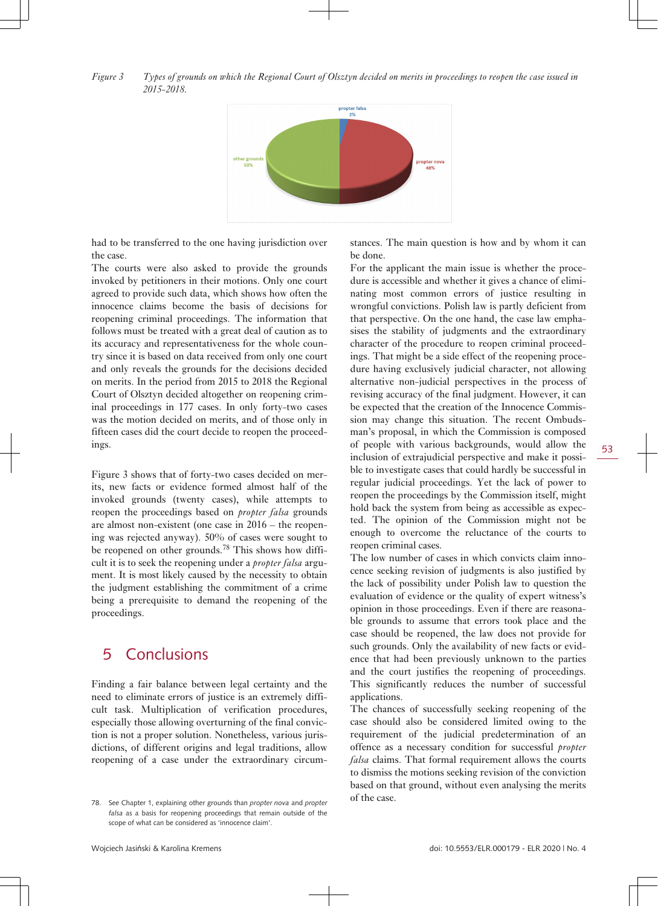*Figure 3* *Types of grounds on which the Regional Court of Olsztyn decided on merits in proceedings to reopen the case issued in 2015-2018.*

propter falsa
2%

other grounds
50%

propter nova
48%

had to be transferred to the one having jurisdiction over the case.

The courts were also asked to provide the grounds invoked by petitioners in their motions. Only one court agreed to provide such data, which shows how often the innocence claims become the basis of decisions for reopening criminal proceedings. The information that follows must be treated with a great deal of caution as to its accuracy and representativeness for the whole country since it is based on data received from only one court and only reveals the grounds for the decisions decided on merits. In the period from 2015 to 2018 the Regional Court of Olsztyn decided altogether on reopening criminal proceedings in 177 cases. In only forty-two cases was the motion decided on merits, and of those only in fifteen cases did the court decide to reopen the proceedings.

Figure 3 shows that of forty-two cases decided on merits, new facts or evidence formed almost half of the invoked grounds (twenty cases), while attempts to reopen the proceedings based on *propter falsa* grounds are almost non-existent (one case in 2016 – the reopening was rejected anyway). 50% of cases were sought to be reopened on other grounds.[78] This shows how difficult it is to seek the reopening under a *propter falsa* argument. It is most likely caused by the necessity to obtain the judgment establishing the commitment of a crime being a prerequisite to demand the reopening of the proceedings.

## 5 Conclusions

Finding a fair balance between legal certainty and the need to eliminate errors of justice is an extremely difficult task. Multiplication of verification procedures, especially those allowing overturning of the final conviction is not a proper solution. Nonetheless, various jurisdictions, of different origins and legal traditions, allow reopening of a case under the extraordinary circumstances. The main question is how and by whom it can be done.

For the applicant the main issue is whether the procedure is accessible and whether it gives a chance of eliminating most common errors of justice resulting in wrongful convictions. Polish law is partly deficient from that perspective. On the one hand, the case law emphasises the stability of judgments and the extraordinary character of the procedure to reopen criminal proceedings. That might be a side effect of the reopening procedure having exclusively judicial character, not allowing alternative non-judicial perspectives in the process of revising accuracy of the final judgment. However, it can be expected that the creation of the Innocence Commission may change this situation. The recent Ombudsman's proposal, in which the Commission is composed of people with various backgrounds, would allow the inclusion of extrajudicial perspective and make it possible to investigate cases that could hardly be successful in regular judicial proceedings. Yet the lack of power to reopen the proceedings by the Commission itself, might hold back the system from being as accessible as expected. The opinion of the Commission might not be enough to overcome the reluctance of the courts to reopen criminal cases.

The low number of cases in which convicts claim innocence seeking revision of judgments is also justified by the lack of possibility under Polish law to question the evaluation of evidence or the quality of expert witness's opinion in those proceedings. Even if there are reasonable grounds to assume that errors took place and the case should be reopened, the law does not provide for such grounds. Only the availability of new facts or evidence that had been previously unknown to the parties and the court justifies the reopening of proceedings. This significantly reduces the number of successful applications.

The chances of successfully seeking reopening of the case should also be considered limited owing to the requirement of the judicial predetermination of an offence as a necessary condition for successful *propter falsa* claims. That formal requirement allows the courts to dismiss the motions seeking revision of the conviction based on that ground, without even analysing the merits of the case.

78. See Chapter 1, explaining other grounds than *propter nova* and *propter falsa* as a basis for reopening proceedings that remain outside of the scope of what can be considered as 'innocence claim'.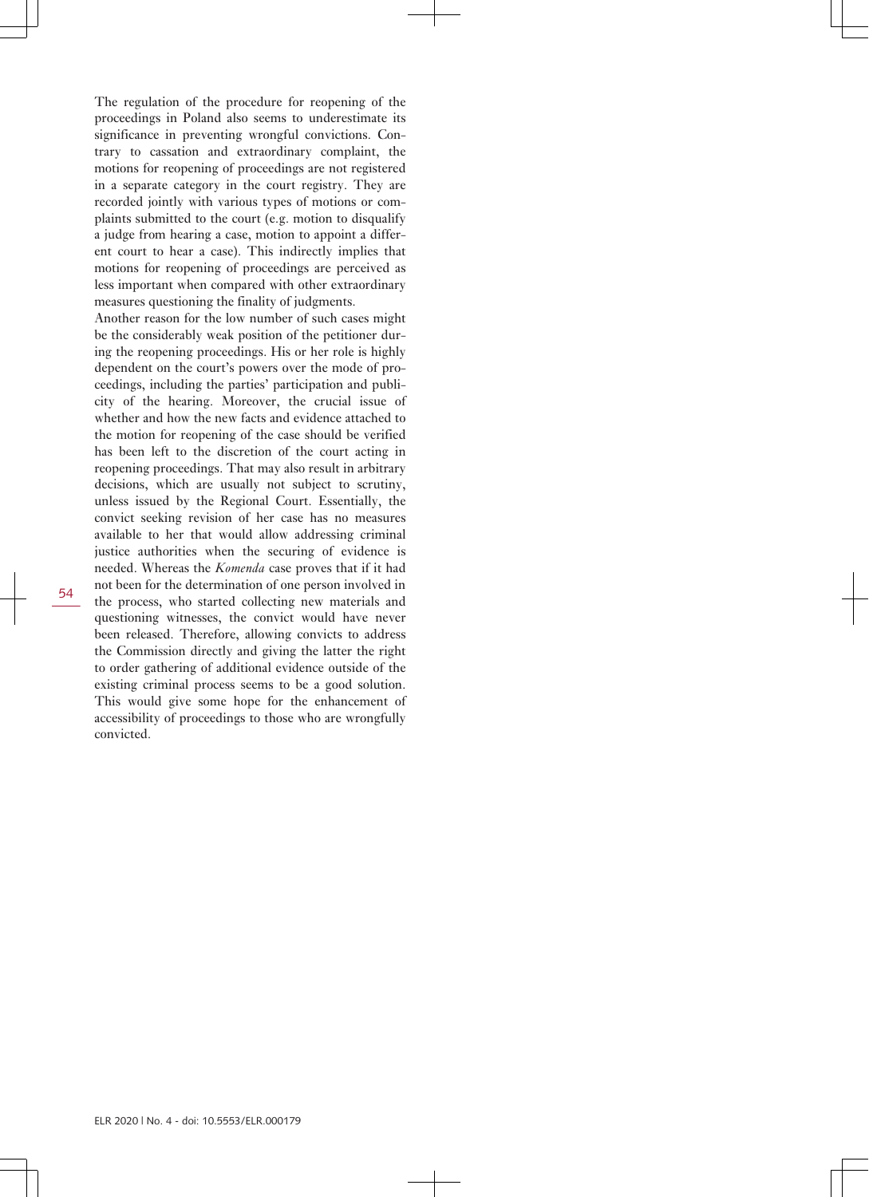The regulation of the procedure for reopening of the proceedings in Poland also seems to underestimate its significance in preventing wrongful convictions. Contrary to cassation and extraordinary complaint, the motions for reopening of proceedings are not registered in a separate category in the court registry. They are recorded jointly with various types of motions or complaints submitted to the court (e.g. motion to disqualify a judge from hearing a case, motion to appoint a different court to hear a case). This indirectly implies that motions for reopening of proceedings are perceived as less important when compared with other extraordinary measures questioning the finality of judgments.

Another reason for the low number of such cases might be the considerably weak position of the petitioner during the reopening proceedings. His or her role is highly dependent on the court's powers over the mode of proceedings, including the parties' participation and publicity of the hearing. Moreover, the crucial issue of whether and how the new facts and evidence attached to the motion for reopening of the case should be verified has been left to the discretion of the court acting in reopening proceedings. That may also result in arbitrary decisions, which are usually not subject to scrutiny, unless issued by the Regional Court. Essentially, the convict seeking revision of her case has no measures available to her that would allow addressing criminal justice authorities when the securing of evidence is needed. Whereas the *Komenda* case proves that if it had not been for the determination of one person involved in the process, who started collecting new materials and questioning witnesses, the convict would have never been released. Therefore, allowing convicts to address the Commission directly and giving the latter the right to order gathering of additional evidence outside of the existing criminal process seems to be a good solution. This would give some hope for the enhancement of accessibility of proceedings to those who are wrongfully convicted.